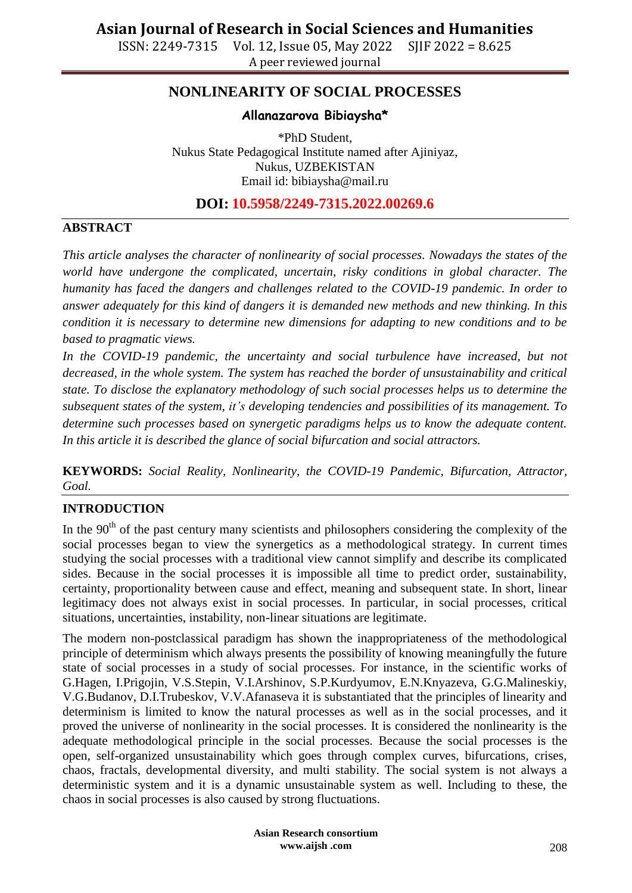# NONLINEARITY OF SOCIAL PROCESSES

**Allanazarova Bibiaysha***

*PhD Student,
Nukus State Pedagogical Institute named after Ajiniyaz,
Nukus, UZBEKISTAN
Email id: bibiaysha@mail.ru

**DOI: 10.5958/2249-7315.2022.00269.6**

## ABSTRACT

*This article analyses the character of nonlinearity of social processes. Nowadays the states of the world have undergone the complicated, uncertain, risky conditions in global character. The humanity has faced the dangers and challenges related to the COVID-19 pandemic. In order to answer adequately for this kind of dangers it is demanded new methods and new thinking. In this condition it is necessary to determine new dimensions for adapting to new conditions and to be based to pragmatic views.*

*In the COVID-19 pandemic, the uncertainty and social turbulence have increased, but not decreased, in the whole system. The system has reached the border of unsustainability and critical state. To disclose the explanatory methodology of such social processes helps us to determine the subsequent states of the system, it's developing tendencies and possibilities of its management. To determine such processes based on synergetic paradigms helps us to know the adequate content. In this article it is described the glance of social bifurcation and social attractors.*

**KEYWORDS:** *Social Reality, Nonlinearity, the COVID-19 Pandemic, Bifurcation, Attractor, Goal.*

## INTRODUCTION

In the 90th of the past century many scientists and philosophers considering the complexity of the social processes began to view the synergetics as a methodological strategy. In current times studying the social processes with a traditional view cannot simplify and describe its complicated sides. Because in the social processes it is impossible all time to predict order, sustainability, certainty, proportionality between cause and effect, meaning and subsequent state. In short, linear legitimacy does not always exist in social processes. In particular, in social processes, critical situations, uncertainties, instability, non-linear situations are legitimate.

The modern non-postclassical paradigm has shown the inappropriateness of the methodological principle of determinism which always presents the possibility of knowing meaningfully the future state of social processes in a study of social processes. For instance, in the scientific works of G.Hagen, I.Prigojin, V.S.Stepin, V.I.Arshinov, S.P.Kurdyumov, E.N.Knyazeva, G.G.Malineskiy, V.G.Budanov, D.I.Trubeskov, V.V.Afanaseva it is substantiated that the principles of linearity and determinism is limited to know the natural processes as well as in the social processes, and it proved the universe of nonlinearity in the social processes. It is considered the nonlinearity is the adequate methodological principle in the social processes. Because the social processes is the open, self-organized unsustainability which goes through complex curves, bifurcations, crises, chaos, fractals, developmental diversity, and multi stability. The social system is not always a deterministic system and it is a dynamic unsustainable system as well. Including to these, the chaos in social processes is also caused by strong fluctuations.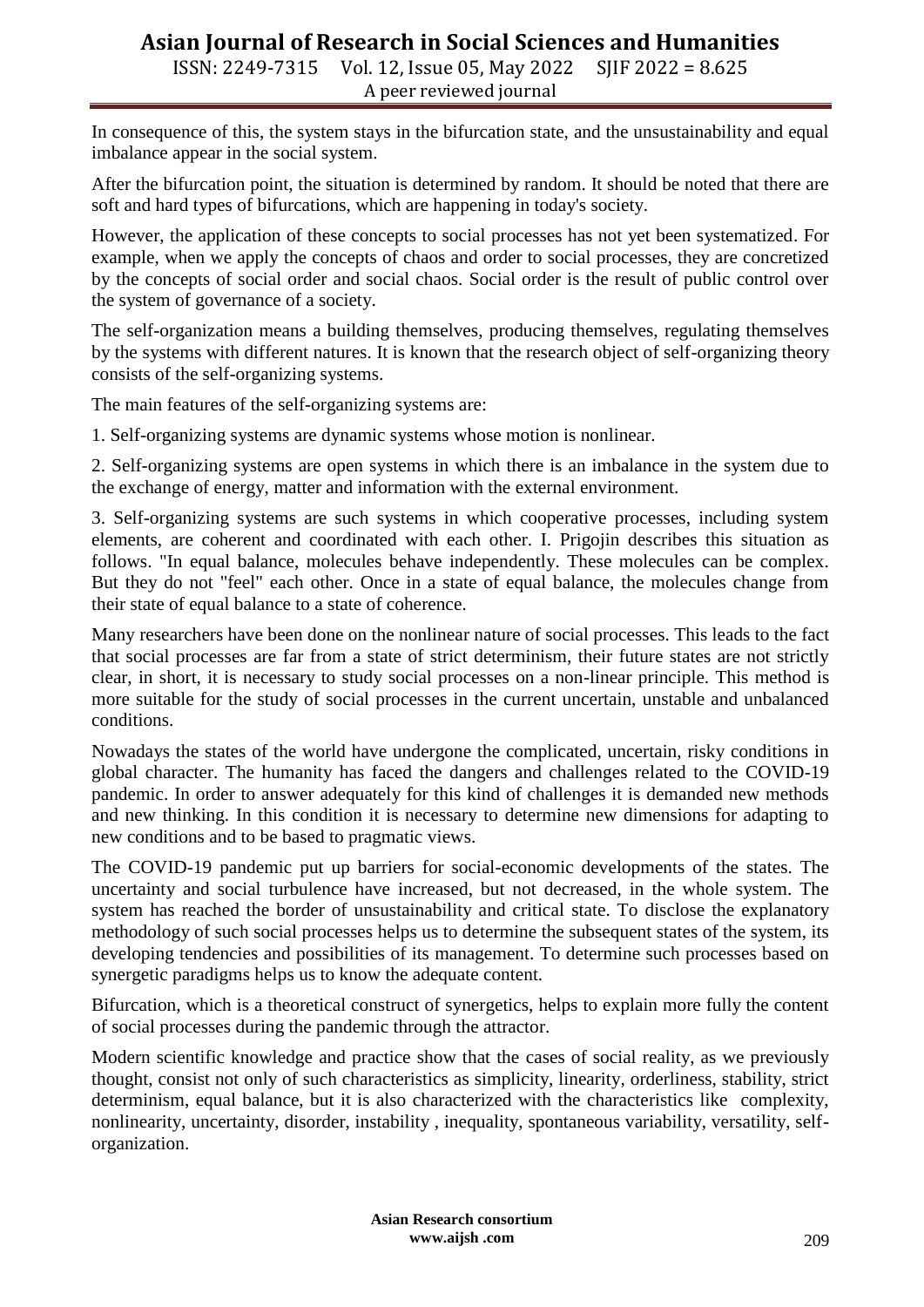In consequence of this, the system stays in the bifurcation state, and the unsustainability and equal imbalance appear in the social system.

After the bifurcation point, the situation is determined by random. It should be noted that there are soft and hard types of bifurcations, which are happening in today's society.

However, the application of these concepts to social processes has not yet been systematized. For example, when we apply the concepts of chaos and order to social processes, they are concretized by the concepts of social order and social chaos. Social order is the result of public control over the system of governance of a society.

The self-organization means a building themselves, producing themselves, regulating themselves by the systems with different natures. It is known that the research object of self-organizing theory consists of the self-organizing systems.

The main features of the self-organizing systems are:

1. Self-organizing systems are dynamic systems whose motion is nonlinear.

2. Self-organizing systems are open systems in which there is an imbalance in the system due to the exchange of energy, matter and information with the external environment.

3. Self-organizing systems are such systems in which cooperative processes, including system elements, are coherent and coordinated with each other. I. Prigojin describes this situation as follows. "In equal balance, molecules behave independently. These molecules can be complex. But they do not "feel" each other. Once in a state of equal balance, the molecules change from their state of equal balance to a state of coherence.

Many researchers have been done on the nonlinear nature of social processes. This leads to the fact that social processes are far from a state of strict determinism, their future states are not strictly clear, in short, it is necessary to study social processes on a non-linear principle. This method is more suitable for the study of social processes in the current uncertain, unstable and unbalanced conditions.

Nowadays the states of the world have undergone the complicated, uncertain, risky conditions in global character. The humanity has faced the dangers and challenges related to the COVID-19 pandemic. In order to answer adequately for this kind of challenges it is demanded new methods and new thinking. In this condition it is necessary to determine new dimensions for adapting to new conditions and to be based to pragmatic views.

The COVID-19 pandemic put up barriers for social-economic developments of the states. The uncertainty and social turbulence have increased, but not decreased, in the whole system. The system has reached the border of unsustainability and critical state. To disclose the explanatory methodology of such social processes helps us to determine the subsequent states of the system, its developing tendencies and possibilities of its management. To determine such processes based on synergetic paradigms helps us to know the adequate content.

Bifurcation, which is a theoretical construct of synergetics, helps to explain more fully the content of social processes during the pandemic through the attractor.

Modern scientific knowledge and practice show that the cases of social reality, as we previously thought, consist not only of such characteristics as simplicity, linearity, orderliness, stability, strict determinism, equal balance, but it is also characterized with the characteristics like complexity, nonlinearity, uncertainty, disorder, instability , inequality, spontaneous variability, versatility, self-organization.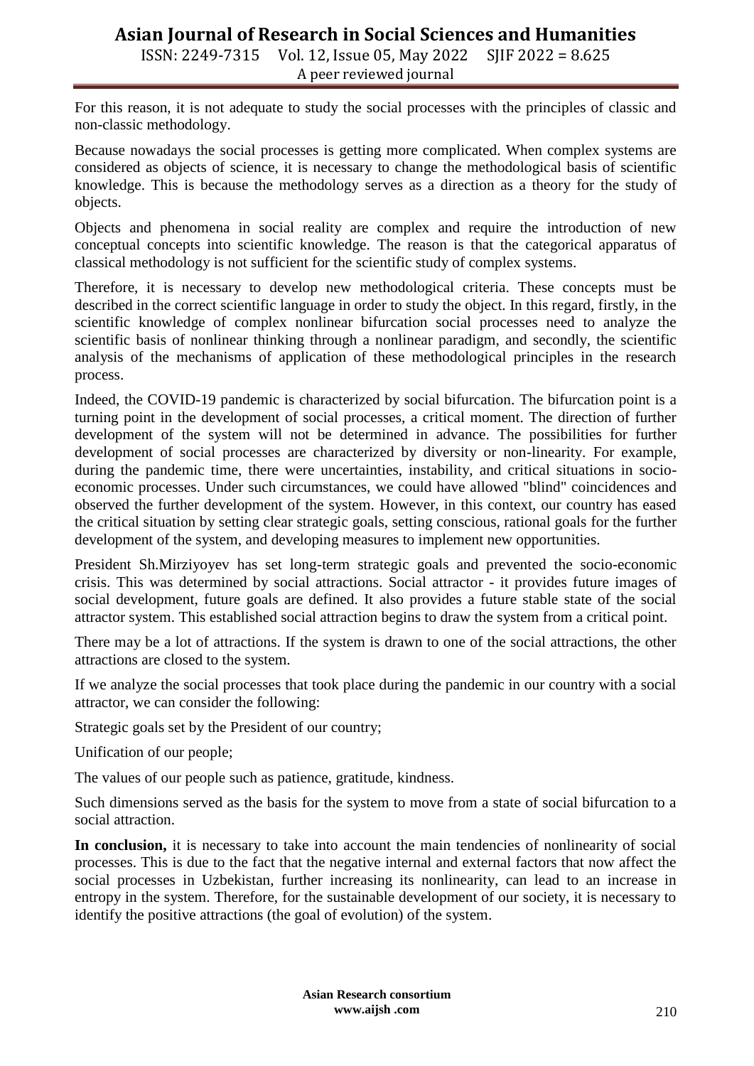For this reason, it is not adequate to study the social processes with the principles of classic and non-classic methodology.

Because nowadays the social processes is getting more complicated. When complex systems are considered as objects of science, it is necessary to change the methodological basis of scientific knowledge. This is because the methodology serves as a direction as a theory for the study of objects.

Objects and phenomena in social reality are complex and require the introduction of new conceptual concepts into scientific knowledge. The reason is that the categorical apparatus of classical methodology is not sufficient for the scientific study of complex systems.

Therefore, it is necessary to develop new methodological criteria. These concepts must be described in the correct scientific language in order to study the object. In this regard, firstly, in the scientific knowledge of complex nonlinear bifurcation social processes need to analyze the scientific basis of nonlinear thinking through a nonlinear paradigm, and secondly, the scientific analysis of the mechanisms of application of these methodological principles in the research process.

Indeed, the COVID-19 pandemic is characterized by social bifurcation. The bifurcation point is a turning point in the development of social processes, a critical moment. The direction of further development of the system will not be determined in advance. The possibilities for further development of social processes are characterized by diversity or non-linearity. For example, during the pandemic time, there were uncertainties, instability, and critical situations in socio-economic processes. Under such circumstances, we could have allowed "blind" coincidences and observed the further development of the system. However, in this context, our country has eased the critical situation by setting clear strategic goals, setting conscious, rational goals for the further development of the system, and developing measures to implement new opportunities.

President Sh.Mirziyoyev has set long-term strategic goals and prevented the socio-economic crisis. This was determined by social attractions. Social attractor - it provides future images of social development, future goals are defined. It also provides a future stable state of the social attractor system. This established social attraction begins to draw the system from a critical point.

There may be a lot of attractions. If the system is drawn to one of the social attractions, the other attractions are closed to the system.

If we analyze the social processes that took place during the pandemic in our country with a social attractor, we can consider the following:

Strategic goals set by the President of our country;

Unification of our people;

The values of our people such as patience, gratitude, kindness.

Such dimensions served as the basis for the system to move from a state of social bifurcation to a social attraction.

**In conclusion,** it is necessary to take into account the main tendencies of nonlinearity of social processes. This is due to the fact that the negative internal and external factors that now affect the social processes in Uzbekistan, further increasing its nonlinearity, can lead to an increase in entropy in the system. Therefore, for the sustainable development of our society, it is necessary to identify the positive attractions (the goal of evolution) of the system.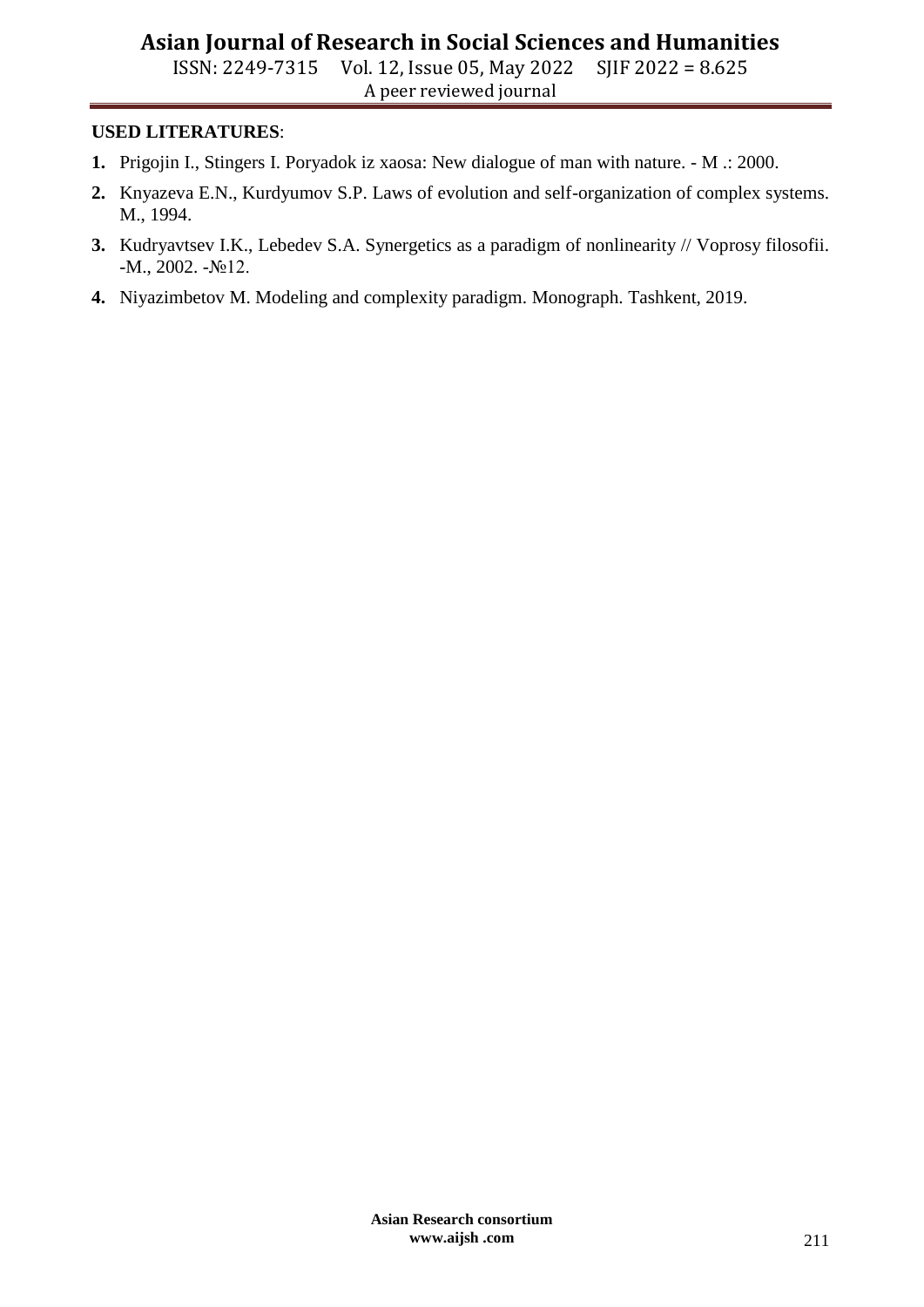**USED LITERATURES**:

1. Prigojin I., Stingers I. Poryadok iz xaosa: New dialogue of man with nature. - M .: 2000.
2. Knyazeva E.N., Kurdyumov S.P. Laws of evolution and self-organization of complex systems. M., 1994.
3. Kudryavtsev I.K., Lebedev S.A. Synergetics as a paradigm of nonlinearity // Voprosy filosofii. -M., 2002. -№12.
4. Niyazimbetov M. Modeling and complexity paradigm. Monograph. Tashkent, 2019.